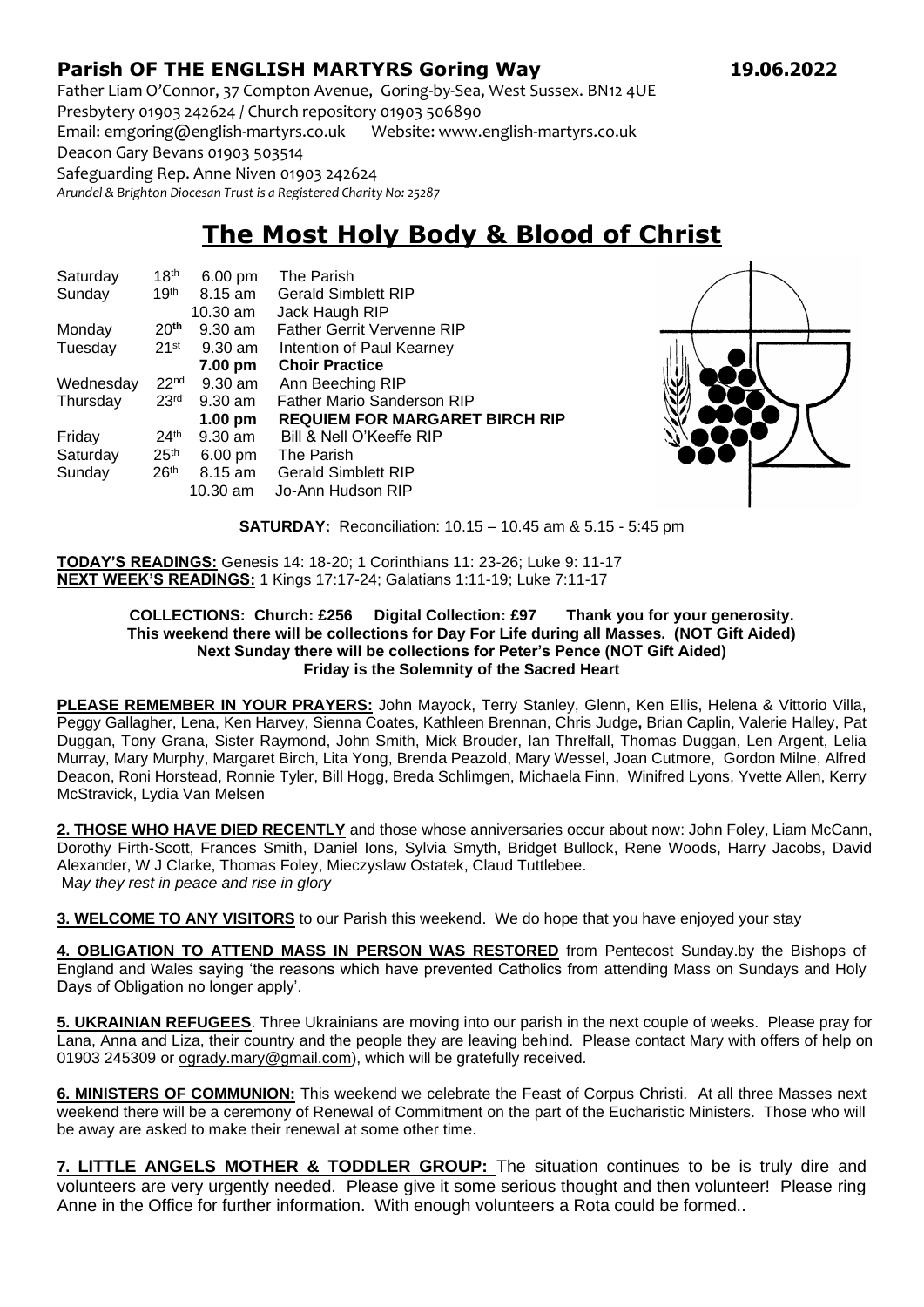**Parish OF THE ENGLISH MARTYRS Goring Way** **19.06.2022**

Father Liam O'Connor, 37 Compton Avenue, Goring-by-Sea, West Sussex. BN12 4UE
Presbytery 01903 242624 / Church repository 01903 506890
Email: emgoring@english-martyrs.co.uk Website: www.english-martyrs.co.uk
Deacon Gary Bevans 01903 503514
Safeguarding Rep. Anne Niven 01903 242624
*Arundel & Brighton Diocesan Trust is a Registered Charity No: 25287*

# The Most Holy Body & Blood of Christ

| | | | |
|---|---|---|---|
| Saturday | 18th | 6.00 pm | The Parish |
| Sunday | 19th | 8.15 am | Gerald Simblett RIP |
| | | 10.30 am | Jack Haugh RIP |
| Monday | 20th | 9.30 am | Father Gerrit Vervenne RIP |
| Tuesday | 21st | 9.30 am | Intention of Paul Kearney |
| | | **7.00 pm** | **Choir Practice** |
| Wednesday | 22nd | 9.30 am | Ann Beeching RIP |
| Thursday | 23rd | 9.30 am | Father Mario Sanderson RIP |
| | | **1.00 pm** | **REQUIEM FOR MARGARET BIRCH RIP** |
| Friday | 24th | 9.30 am | Bill & Nell O'Keeffe RIP |
| Saturday | 25th | 6.00 pm | The Parish |
| Sunday | 26th | 8.15 am | Gerald Simblett RIP |
| | | 10.30 am | Jo-Ann Hudson RIP |

**SATURDAY:** Reconciliation: 10.15 – 10.45 am & 5.15 - 5:45 pm

**TODAY'S READINGS:** Genesis 14: 18-20; 1 Corinthians 11: 23-26; Luke 9: 11-17
**NEXT WEEK'S READINGS:** 1 Kings 17:17-24; Galatians 1:11-19; Luke 7:11-17

**COLLECTIONS: Church: £256 Digital Collection: £97 Thank you for your generosity.**
**This weekend there will be collections for Day For Life during all Masses. (NOT Gift Aided)**
**Next Sunday there will be collections for Peter's Pence (NOT Gift Aided)**
**Friday is the Solemnity of the Sacred Heart**

**PLEASE REMEMBER IN YOUR PRAYERS:** John Mayock, Terry Stanley, Glenn, Ken Ellis, Helena & Vittorio Villa, Peggy Gallagher, Lena, Ken Harvey, Sienna Coates, Kathleen Brennan, Chris Judge, Brian Caplin, Valerie Halley, Pat Duggan, Tony Grana, Sister Raymond, John Smith, Mick Brouder, Ian Threlfall, Thomas Duggan, Len Argent, Lelia Murray, Mary Murphy, Margaret Birch, Lita Yong, Brenda Peazold, Mary Wessel, Joan Cutmore, Gordon Milne, Alfred Deacon, Roni Horstead, Ronnie Tyler, Bill Hogg, Breda Schlimgen, Michaela Finn, Winifred Lyons, Yvette Allen, Kerry McStravick, Lydia Van Melsen

**2. THOSE WHO HAVE DIED RECENTLY** and those whose anniversaries occur about now: John Foley, Liam McCann, Dorothy Firth-Scott, Frances Smith, Daniel Ions, Sylvia Smyth, Bridget Bullock, Rene Woods, Harry Jacobs, David Alexander, W J Clarke, Thomas Foley, Mieczyslaw Ostatek, Claud Tuttlebee.
*May they rest in peace and rise in glory*

**3. WELCOME TO ANY VISITORS** to our Parish this weekend. We do hope that you have enjoyed your stay

**4. OBLIGATION TO ATTEND MASS IN PERSON WAS RESTORED** from Pentecost Sunday.by the Bishops of England and Wales saying 'the reasons which have prevented Catholics from attending Mass on Sundays and Holy Days of Obligation no longer apply'.

**5. UKRAINIAN REFUGEES**. Three Ukrainians are moving into our parish in the next couple of weeks. Please pray for Lana, Anna and Liza, their country and the people they are leaving behind. Please contact Mary with offers of help on 01903 245309 or ogrady.mary@gmail.com), which will be gratefully received.

**6. MINISTERS OF COMMUNION:** This weekend we celebrate the Feast of Corpus Christi. At all three Masses next weekend there will be a ceremony of Renewal of Commitment on the part of the Eucharistic Ministers. Those who will be away are asked to make their renewal at some other time.

**7. LITTLE ANGELS MOTHER & TODDLER GROUP:** The situation continues to be is truly dire and volunteers are very urgently needed. Please give it some serious thought and then volunteer! Please ring Anne in the Office for further information. With enough volunteers a Rota could be formed..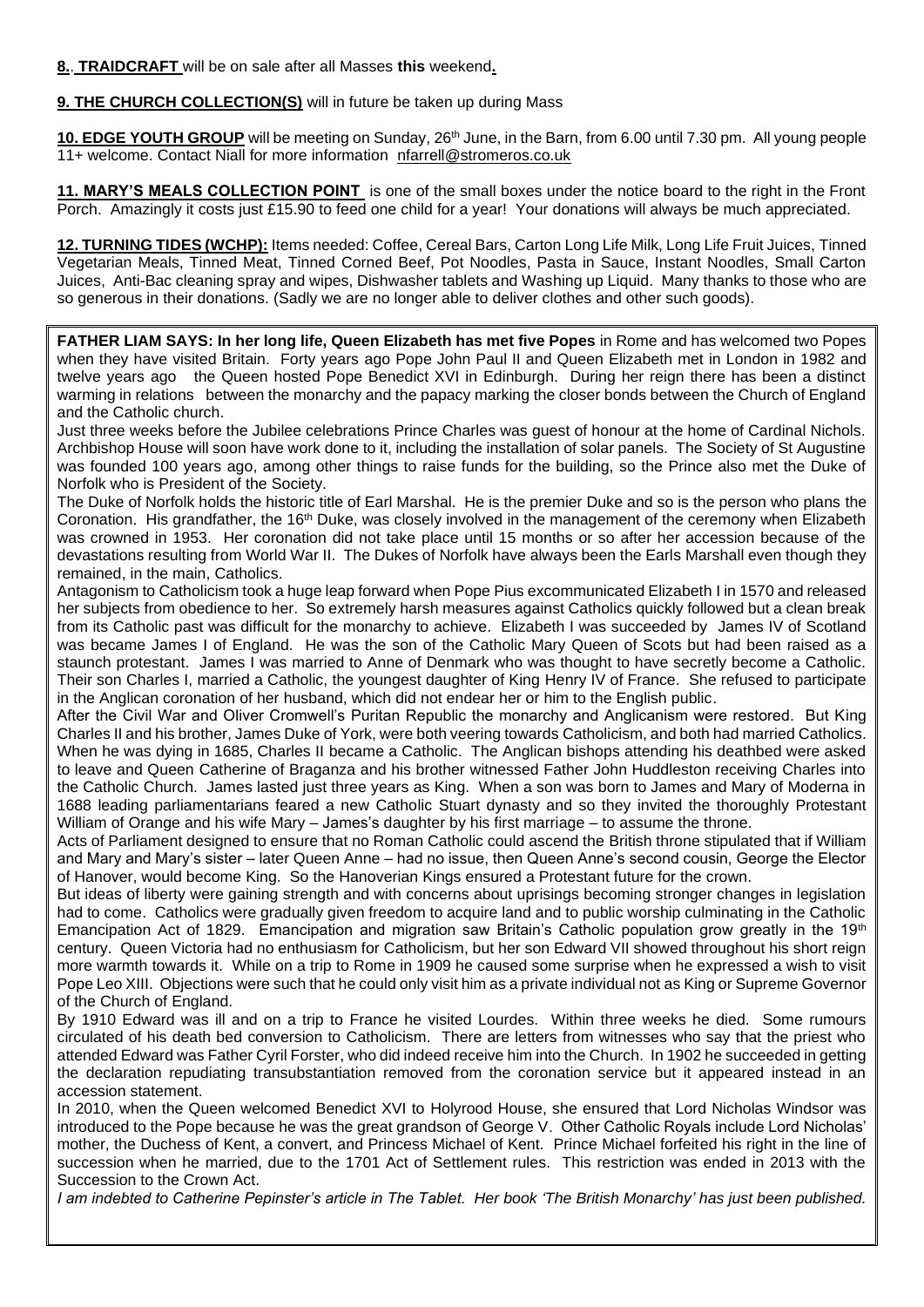**8. TRAIDCRAFT** will be on sale after all Masses **this** weekend**.**

**9. THE CHURCH COLLECTION(S)** will in future be taken up during Mass

**10. EDGE YOUTH GROUP** will be meeting on Sunday, 26th June, in the Barn, from 6.00 until 7.30 pm. All young people 11+ welcome. Contact Niall for more information nfarrell@stromeros.co.uk

**11. MARY'S MEALS COLLECTION POINT** is one of the small boxes under the notice board to the right in the Front Porch. Amazingly it costs just £15.90 to feed one child for a year! Your donations will always be much appreciated.

**12. TURNING TIDES (WCHP):** Items needed: Coffee, Cereal Bars, Carton Long Life Milk, Long Life Fruit Juices, Tinned Vegetarian Meals, Tinned Meat, Tinned Corned Beef, Pot Noodles, Pasta in Sauce, Instant Noodles, Small Carton Juices, Anti-Bac cleaning spray and wipes, Dishwasher tablets and Washing up Liquid. Many thanks to those who are so generous in their donations. (Sadly we are no longer able to deliver clothes and other such goods).

**FATHER LIAM SAYS: In her long life, Queen Elizabeth has met five Popes** in Rome and has welcomed two Popes when they have visited Britain. Forty years ago Pope John Paul II and Queen Elizabeth met in London in 1982 and twelve years ago the Queen hosted Pope Benedict XVI in Edinburgh. During her reign there has been a distinct warming in relations between the monarchy and the papacy marking the closer bonds between the Church of England and the Catholic church.

Just three weeks before the Jubilee celebrations Prince Charles was guest of honour at the home of Cardinal Nichols. Archbishop House will soon have work done to it, including the installation of solar panels. The Society of St Augustine was founded 100 years ago, among other things to raise funds for the building, so the Prince also met the Duke of Norfolk who is President of the Society.

The Duke of Norfolk holds the historic title of Earl Marshal. He is the premier Duke and so is the person who plans the Coronation. His grandfather, the 16th Duke, was closely involved in the management of the ceremony when Elizabeth was crowned in 1953. Her coronation did not take place until 15 months or so after her accession because of the devastations resulting from World War II. The Dukes of Norfolk have always been the Earls Marshall even though they remained, in the main, Catholics.

Antagonism to Catholicism took a huge leap forward when Pope Pius excommunicated Elizabeth I in 1570 and released her subjects from obedience to her. So extremely harsh measures against Catholics quickly followed but a clean break from its Catholic past was difficult for the monarchy to achieve. Elizabeth I was succeeded by James IV of Scotland was became James I of England. He was the son of the Catholic Mary Queen of Scots but had been raised as a staunch protestant. James I was married to Anne of Denmark who was thought to have secretly become a Catholic. Their son Charles I, married a Catholic, the youngest daughter of King Henry IV of France. She refused to participate in the Anglican coronation of her husband, which did not endear her or him to the English public.

After the Civil War and Oliver Cromwell's Puritan Republic the monarchy and Anglicanism were restored. But King Charles II and his brother, James Duke of York, were both veering towards Catholicism, and both had married Catholics. When he was dying in 1685, Charles II became a Catholic. The Anglican bishops attending his deathbed were asked to leave and Queen Catherine of Braganza and his brother witnessed Father John Huddleston receiving Charles into the Catholic Church. James lasted just three years as King. When a son was born to James and Mary of Moderna in 1688 leading parliamentarians feared a new Catholic Stuart dynasty and so they invited the thoroughly Protestant William of Orange and his wife Mary – James's daughter by his first marriage – to assume the throne.

Acts of Parliament designed to ensure that no Roman Catholic could ascend the British throne stipulated that if William and Mary and Mary's sister – later Queen Anne – had no issue, then Queen Anne's second cousin, George the Elector of Hanover, would become King. So the Hanoverian Kings ensured a Protestant future for the crown.

But ideas of liberty were gaining strength and with concerns about uprisings becoming stronger changes in legislation had to come. Catholics were gradually given freedom to acquire land and to public worship culminating in the Catholic Emancipation Act of 1829. Emancipation and migration saw Britain's Catholic population grow greatly in the 19th century. Queen Victoria had no enthusiasm for Catholicism, but her son Edward VII showed throughout his short reign more warmth towards it. While on a trip to Rome in 1909 he caused some surprise when he expressed a wish to visit Pope Leo XIII. Objections were such that he could only visit him as a private individual not as King or Supreme Governor of the Church of England.

By 1910 Edward was ill and on a trip to France he visited Lourdes. Within three weeks he died. Some rumours circulated of his death bed conversion to Catholicism. There are letters from witnesses who say that the priest who attended Edward was Father Cyril Forster, who did indeed receive him into the Church. In 1902 he succeeded in getting the declaration repudiating transubstantiation removed from the coronation service but it appeared instead in an accession statement.

In 2010, when the Queen welcomed Benedict XVI to Holyrood House, she ensured that Lord Nicholas Windsor was introduced to the Pope because he was the great grandson of George V. Other Catholic Royals include Lord Nicholas' mother, the Duchess of Kent, a convert, and Princess Michael of Kent. Prince Michael forfeited his right in the line of succession when he married, due to the 1701 Act of Settlement rules. This restriction was ended in 2013 with the Succession to the Crown Act.

*I am indebted to Catherine Pepinster's article in The Tablet. Her book 'The British Monarchy' has just been published.*